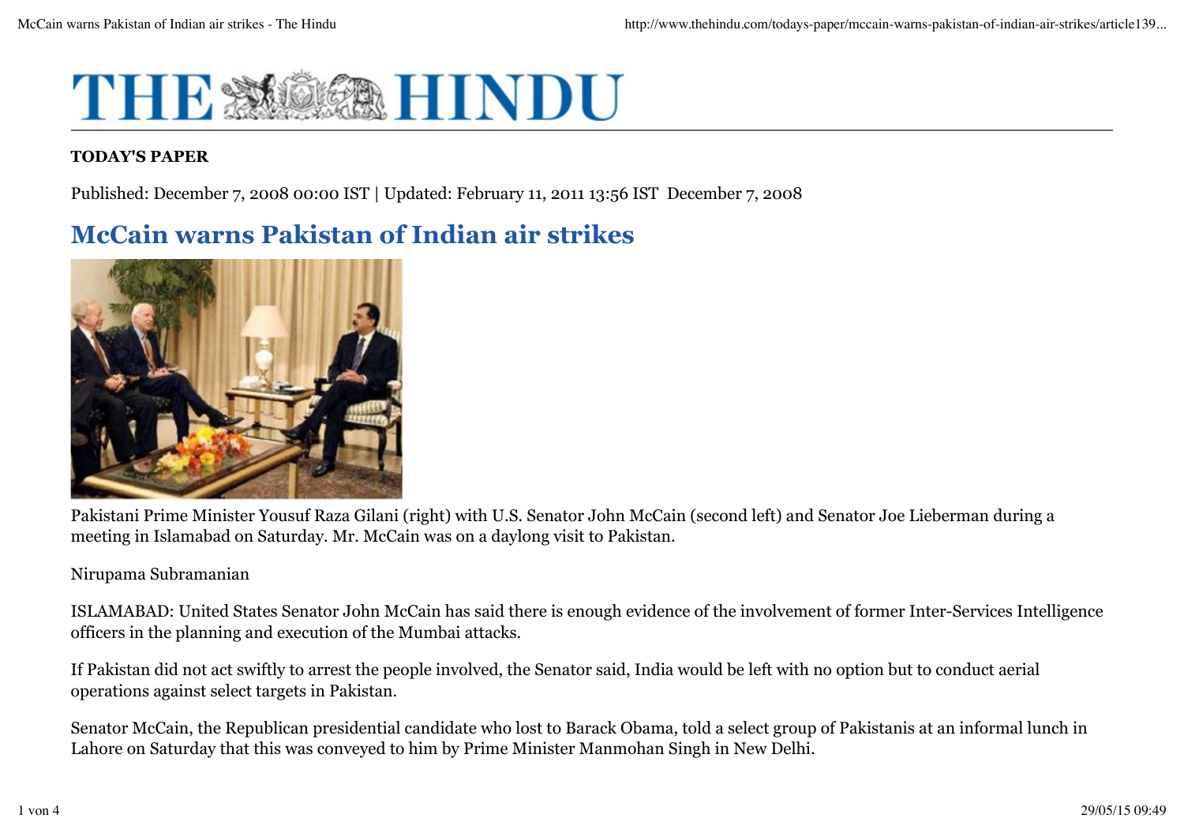# THE HINDU

**TODAY'S PAPER**

Published: December 7, 2008 00:00 IST | Updated: February 11, 2011 13:56 IST December 7, 2008

## McCain warns Pakistan of Indian air strikes

Pakistani Prime Minister Yousuf Raza Gilani (right) with U.S. Senator John McCain (second left) and Senator Joe Lieberman during a meeting in Islamabad on Saturday. Mr. McCain was on a daylong visit to Pakistan.

Nirupama Subramanian

ISLAMABAD: United States Senator John McCain has said there is enough evidence of the involvement of former Inter-Services Intelligence officers in the planning and execution of the Mumbai attacks.

If Pakistan did not act swiftly to arrest the people involved, the Senator said, India would be left with no option but to conduct aerial operations against select targets in Pakistan.

Senator McCain, the Republican presidential candidate who lost to Barack Obama, told a select group of Pakistanis at an informal lunch in Lahore on Saturday that this was conveyed to him by Prime Minister Manmohan Singh in New Delhi.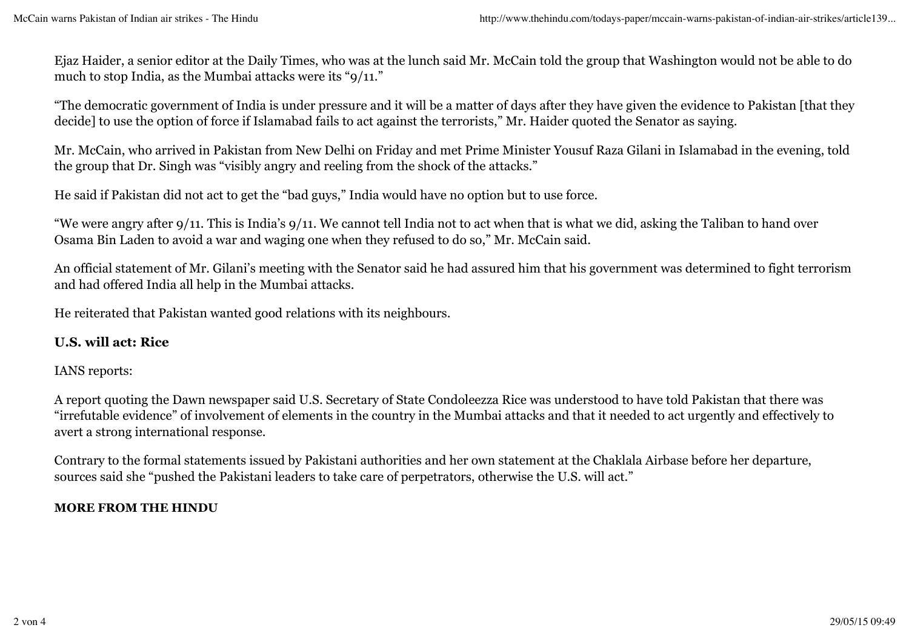Ejaz Haider, a senior editor at the Daily Times, who was at the lunch said Mr. McCain told the group that Washington would not be able to do much to stop India, as the Mumbai attacks were its "9/11."

"The democratic government of India is under pressure and it will be a matter of days after they have given the evidence to Pakistan [that they decide] to use the option of force if Islamabad fails to act against the terrorists," Mr. Haider quoted the Senator as saying.

Mr. McCain, who arrived in Pakistan from New Delhi on Friday and met Prime Minister Yousuf Raza Gilani in Islamabad in the evening, told the group that Dr. Singh was "visibly angry and reeling from the shock of the attacks."

He said if Pakistan did not act to get the "bad guys," India would have no option but to use force.

"We were angry after 9/11. This is India's 9/11. We cannot tell India not to act when that is what we did, asking the Taliban to hand over Osama Bin Laden to avoid a war and waging one when they refused to do so," Mr. McCain said.

An official statement of Mr. Gilani's meeting with the Senator said he had assured him that his government was determined to fight terrorism and had offered India all help in the Mumbai attacks.

He reiterated that Pakistan wanted good relations with its neighbours.

**U.S. will act: Rice**

IANS reports:

A report quoting the Dawn newspaper said U.S. Secretary of State Condoleezza Rice was understood to have told Pakistan that there was "irrefutable evidence" of involvement of elements in the country in the Mumbai attacks and that it needed to act urgently and effectively to avert a strong international response.

Contrary to the formal statements issued by Pakistani authorities and her own statement at the Chaklala Airbase before her departure, sources said she "pushed the Pakistani leaders to take care of perpetrators, otherwise the U.S. will act."

**MORE FROM THE HINDU**